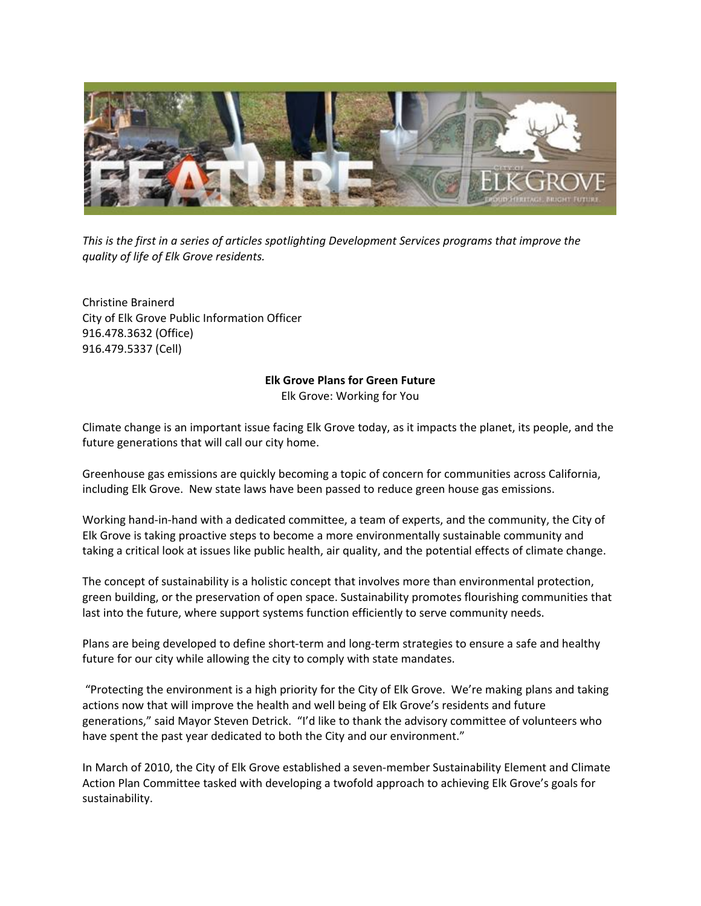*This is the first in a series of articles spotlighting Development Services programs that improve the quality of life of Elk Grove residents.*

Christine Brainerd
City of Elk Grove Public Information Officer
916.478.3632 (Office)
916.479.5337 (Cell)

**Elk Grove Plans for Green Future**

Elk Grove: Working for You

Climate change is an important issue facing Elk Grove today, as it impacts the planet, its people, and the future generations that will call our city home.

Greenhouse gas emissions are quickly becoming a topic of concern for communities across California, including Elk Grove. New state laws have been passed to reduce green house gas emissions.

Working hand-in-hand with a dedicated committee, a team of experts, and the community, the City of Elk Grove is taking proactive steps to become a more environmentally sustainable community and taking a critical look at issues like public health, air quality, and the potential effects of climate change.

The concept of sustainability is a holistic concept that involves more than environmental protection, green building, or the preservation of open space. Sustainability promotes flourishing communities that last into the future, where support systems function efficiently to serve community needs.

Plans are being developed to define short-term and long-term strategies to ensure a safe and healthy future for our city while allowing the city to comply with state mandates.

"Protecting the environment is a high priority for the City of Elk Grove. We're making plans and taking actions now that will improve the health and well being of Elk Grove's residents and future generations," said Mayor Steven Detrick. "I'd like to thank the advisory committee of volunteers who have spent the past year dedicated to both the City and our environment."

In March of 2010, the City of Elk Grove established a seven-member Sustainability Element and Climate Action Plan Committee tasked with developing a twofold approach to achieving Elk Grove's goals for sustainability.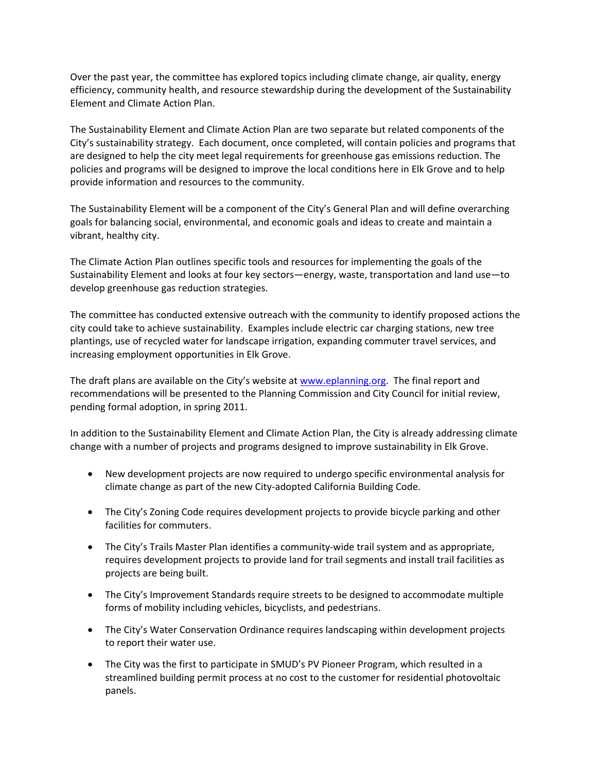Over the past year, the committee has explored topics including climate change, air quality, energy efficiency, community health, and resource stewardship during the development of the Sustainability Element and Climate Action Plan.

The Sustainability Element and Climate Action Plan are two separate but related components of the City's sustainability strategy. Each document, once completed, will contain policies and programs that are designed to help the city meet legal requirements for greenhouse gas emissions reduction. The policies and programs will be designed to improve the local conditions here in Elk Grove and to help provide information and resources to the community.

The Sustainability Element will be a component of the City's General Plan and will define overarching goals for balancing social, environmental, and economic goals and ideas to create and maintain a vibrant, healthy city.

The Climate Action Plan outlines specific tools and resources for implementing the goals of the Sustainability Element and looks at four key sectors—energy, waste, transportation and land use—to develop greenhouse gas reduction strategies.

The committee has conducted extensive outreach with the community to identify proposed actions the city could take to achieve sustainability. Examples include electric car charging stations, new tree plantings, use of recycled water for landscape irrigation, expanding commuter travel services, and increasing employment opportunities in Elk Grove.

The draft plans are available on the City's website at [www.eplanning.org](http://www.eplanning.org). The final report and recommendations will be presented to the Planning Commission and City Council for initial review, pending formal adoption, in spring 2011.

In addition to the Sustainability Element and Climate Action Plan, the City is already addressing climate change with a number of projects and programs designed to improve sustainability in Elk Grove.

- New development projects are now required to undergo specific environmental analysis for climate change as part of the new City-adopted California Building Code.
- The City's Zoning Code requires development projects to provide bicycle parking and other facilities for commuters.
- The City's Trails Master Plan identifies a community-wide trail system and as appropriate, requires development projects to provide land for trail segments and install trail facilities as projects are being built.
- The City's Improvement Standards require streets to be designed to accommodate multiple forms of mobility including vehicles, bicyclists, and pedestrians.
- The City's Water Conservation Ordinance requires landscaping within development projects to report their water use.
- The City was the first to participate in SMUD's PV Pioneer Program, which resulted in a streamlined building permit process at no cost to the customer for residential photovoltaic panels.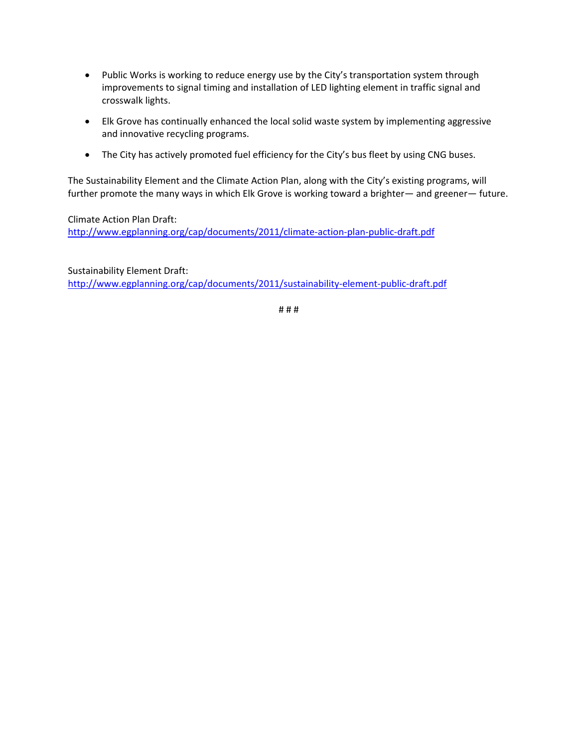- Public Works is working to reduce energy use by the City's transportation system through improvements to signal timing and installation of LED lighting element in traffic signal and crosswalk lights.
- Elk Grove has continually enhanced the local solid waste system by implementing aggressive and innovative recycling programs.
- The City has actively promoted fuel efficiency for the City's bus fleet by using CNG buses.

The Sustainability Element and the Climate Action Plan, along with the City's existing programs, will further promote the many ways in which Elk Grove is working toward a brighter— and greener— future.

Climate Action Plan Draft:
http://www.egplanning.org/cap/documents/2011/climate-action-plan-public-draft.pdf

Sustainability Element Draft:
http://www.egplanning.org/cap/documents/2011/sustainability-element-public-draft.pdf

# # #